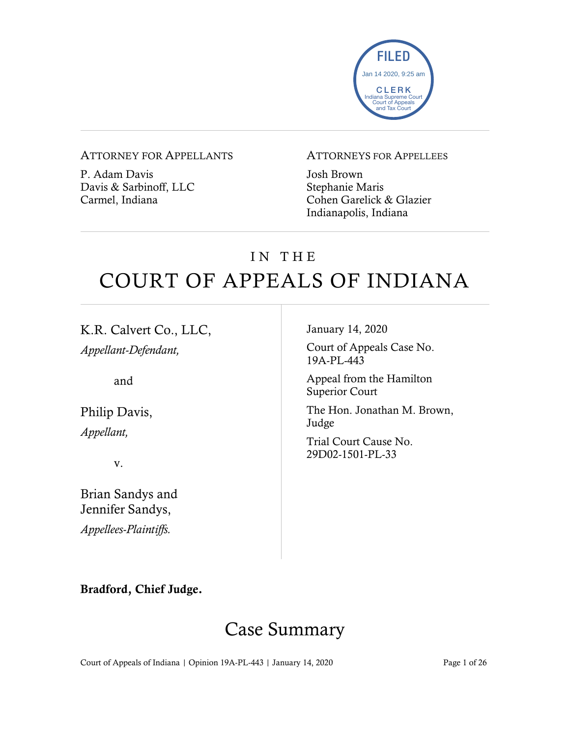FILED
Jan 14 2020, 9:25 am
CLERK
Indiana Supreme Court
Court of Appeals
and Tax Court

ATTORNEY FOR APPELLANTS

P. Adam Davis
Davis & Sarbinoff, LLC
Carmel, Indiana

ATTORNEYS FOR APPELLEES

Josh Brown
Stephanie Maris
Cohen Garelick & Glazier
Indianapolis, Indiana

# IN THE COURT OF APPEALS OF INDIANA

K.R. Calvert Co., LLC,
*Appellant-Defendant,*

and

Philip Davis,
*Appellant,*

v.

Brian Sandys and Jennifer Sandys,
*Appellees-Plaintiffs.*

January 14, 2020

Court of Appeals Case No. 19A-PL-443

Appeal from the Hamilton Superior Court

The Hon. Jonathan M. Brown, Judge

Trial Court Cause No. 29D02-1501-PL-33

**Bradford, Chief Judge.**

## Case Summary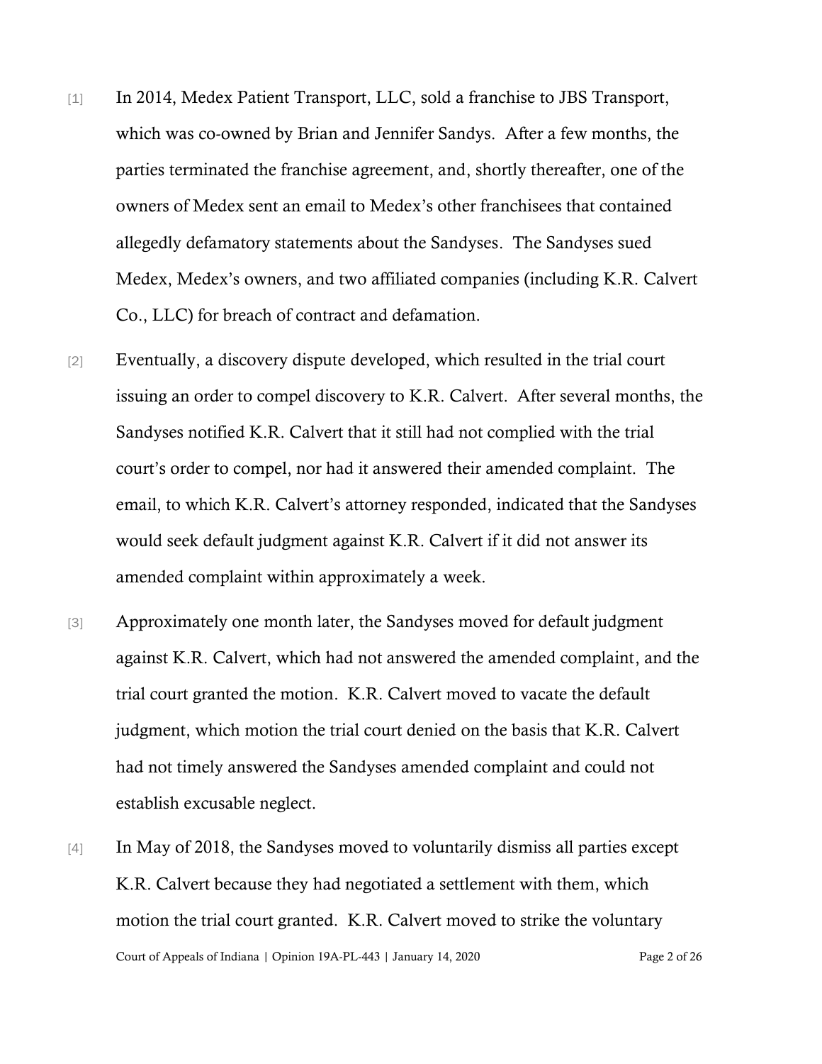[1] In 2014, Medex Patient Transport, LLC, sold a franchise to JBS Transport, which was co-owned by Brian and Jennifer Sandys. After a few months, the parties terminated the franchise agreement, and, shortly thereafter, one of the owners of Medex sent an email to Medex's other franchisees that contained allegedly defamatory statements about the Sandyses. The Sandyses sued Medex, Medex's owners, and two affiliated companies (including K.R. Calvert Co., LLC) for breach of contract and defamation.

[2] Eventually, a discovery dispute developed, which resulted in the trial court issuing an order to compel discovery to K.R. Calvert. After several months, the Sandyses notified K.R. Calvert that it still had not complied with the trial court's order to compel, nor had it answered their amended complaint. The email, to which K.R. Calvert's attorney responded, indicated that the Sandyses would seek default judgment against K.R. Calvert if it did not answer its amended complaint within approximately a week.

[3] Approximately one month later, the Sandyses moved for default judgment against K.R. Calvert, which had not answered the amended complaint, and the trial court granted the motion. K.R. Calvert moved to vacate the default judgment, which motion the trial court denied on the basis that K.R. Calvert had not timely answered the Sandyses amended complaint and could not establish excusable neglect.

[4] In May of 2018, the Sandyses moved to voluntarily dismiss all parties except K.R. Calvert because they had negotiated a settlement with them, which motion the trial court granted. K.R. Calvert moved to strike the voluntary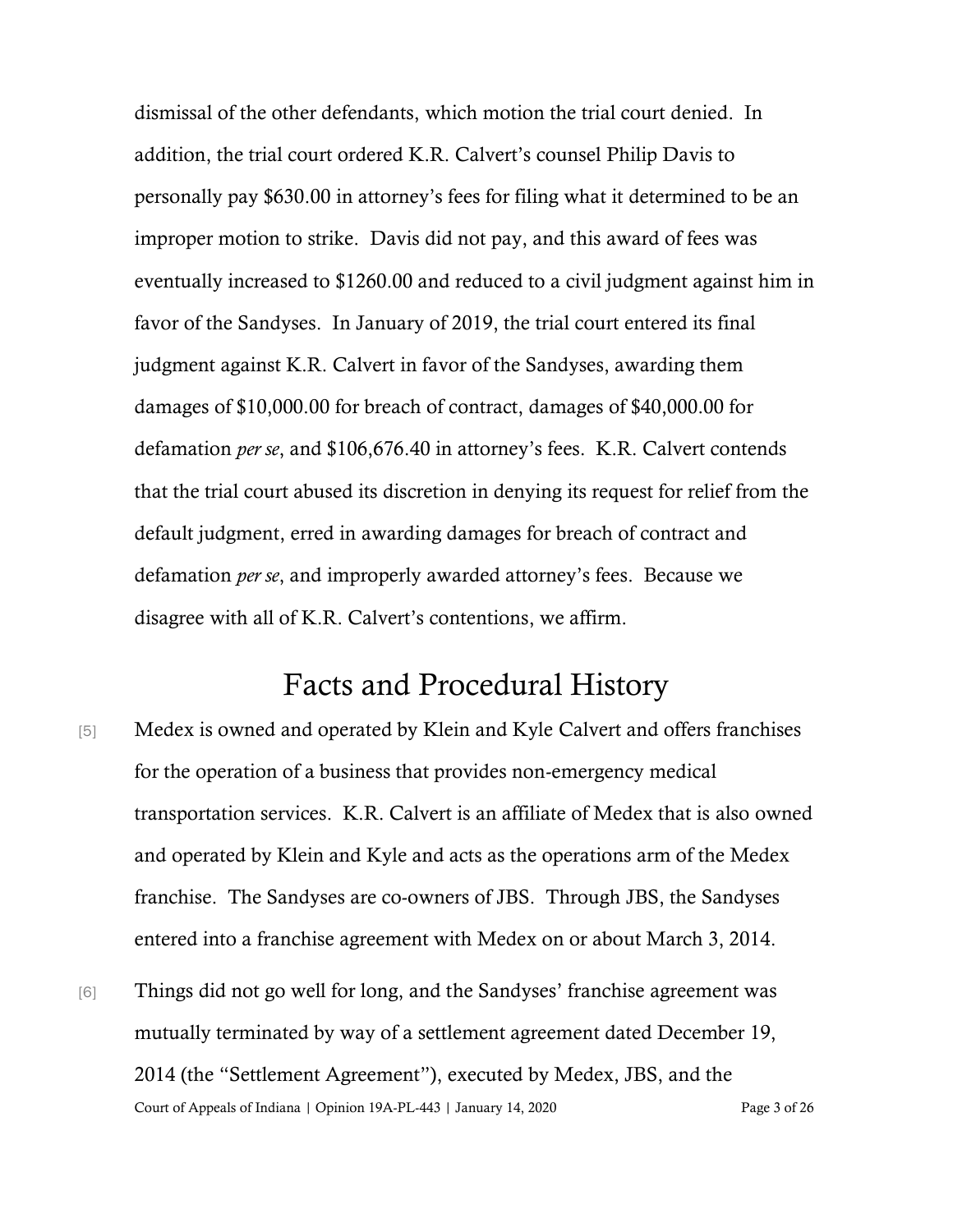dismissal of the other defendants, which motion the trial court denied. In addition, the trial court ordered K.R. Calvert's counsel Philip Davis to personally pay $630.00 in attorney's fees for filing what it determined to be an improper motion to strike. Davis did not pay, and this award of fees was eventually increased to $1260.00 and reduced to a civil judgment against him in favor of the Sandyses. In January of 2019, the trial court entered its final judgment against K.R. Calvert in favor of the Sandyses, awarding them damages of $10,000.00 for breach of contract, damages of $40,000.00 for defamation *per se*, and $106,676.40 in attorney's fees. K.R. Calvert contends that the trial court abused its discretion in denying its request for relief from the default judgment, erred in awarding damages for breach of contract and defamation *per se*, and improperly awarded attorney's fees. Because we disagree with all of K.R. Calvert's contentions, we affirm.

# Facts and Procedural History

[5] Medex is owned and operated by Klein and Kyle Calvert and offers franchises for the operation of a business that provides non-emergency medical transportation services. K.R. Calvert is an affiliate of Medex that is also owned and operated by Klein and Kyle and acts as the operations arm of the Medex franchise. The Sandyses are co-owners of JBS. Through JBS, the Sandyses entered into a franchise agreement with Medex on or about March 3, 2014.

[6] Things did not go well for long, and the Sandyses' franchise agreement was mutually terminated by way of a settlement agreement dated December 19, 2014 (the "Settlement Agreement"), executed by Medex, JBS, and the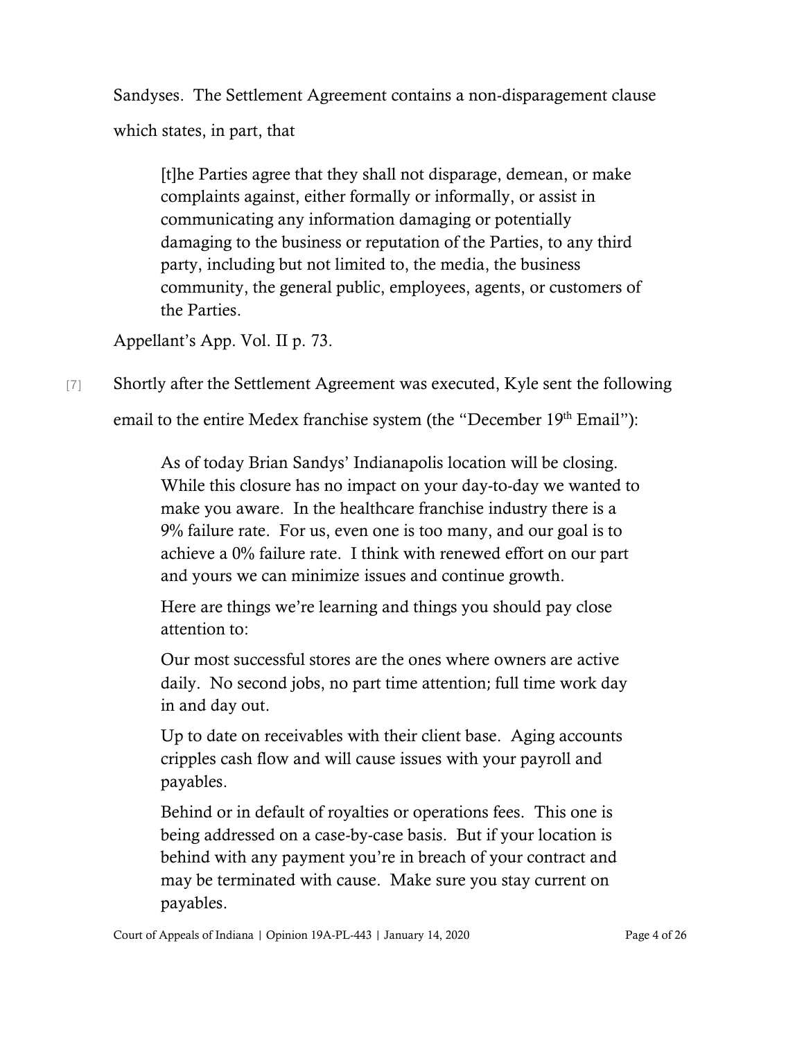Sandyses. The Settlement Agreement contains a non-disparagement clause which states, in part, that

> [t]he Parties agree that they shall not disparage, demean, or make complaints against, either formally or informally, or assist in communicating any information damaging or potentially damaging to the business or reputation of the Parties, to any third party, including but not limited to, the media, the business community, the general public, employees, agents, or customers of the Parties.

Appellant's App. Vol. II p. 73.

[7] Shortly after the Settlement Agreement was executed, Kyle sent the following email to the entire Medex franchise system (the "December 19th Email"):

> As of today Brian Sandys' Indianapolis location will be closing. While this closure has no impact on your day-to-day we wanted to make you aware. In the healthcare franchise industry there is a 9% failure rate. For us, even one is too many, and our goal is to achieve a 0% failure rate. I think with renewed effort on our part and yours we can minimize issues and continue growth.
>
> Here are things we're learning and things you should pay close attention to:
>
> Our most successful stores are the ones where owners are active daily. No second jobs, no part time attention; full time work day in and day out.
>
> Up to date on receivables with their client base. Aging accounts cripples cash flow and will cause issues with your payroll and payables.
>
> Behind or in default of royalties or operations fees. This one is being addressed on a case-by-case basis. But if your location is behind with any payment you're in breach of your contract and may be terminated with cause. Make sure you stay current on payables.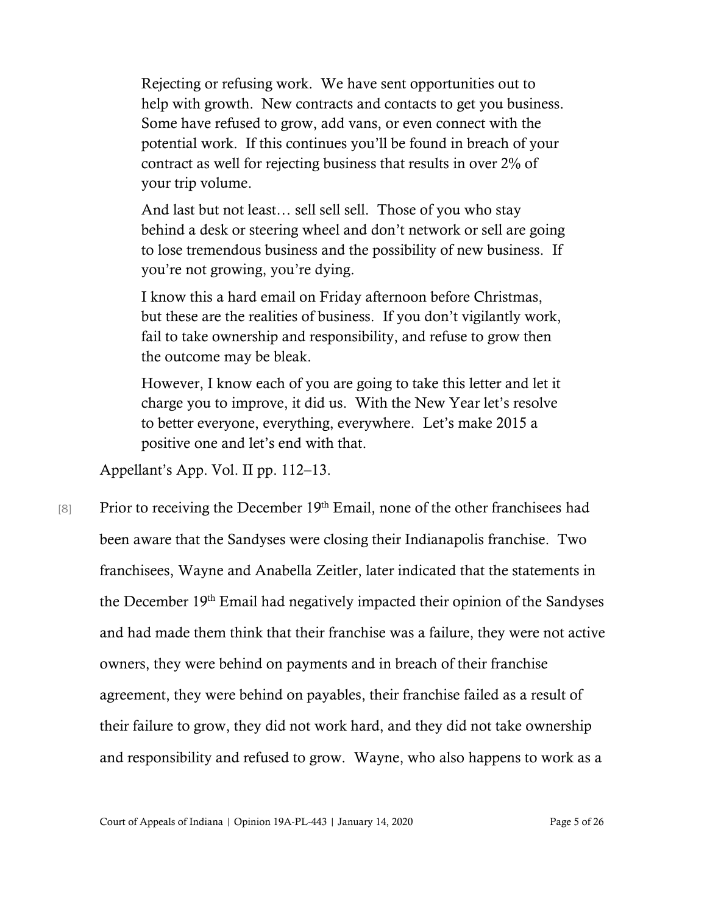> Rejecting or refusing work. We have sent opportunities out to help with growth. New contracts and contacts to get you business. Some have refused to grow, add vans, or even connect with the potential work. If this continues you'll be found in breach of your contract as well for rejecting business that results in over 2% of your trip volume.
>
> And last but not least… sell sell sell. Those of you who stay behind a desk or steering wheel and don't network or sell are going to lose tremendous business and the possibility of new business. If you're not growing, you're dying.
>
> I know this a hard email on Friday afternoon before Christmas, but these are the realities of business. If you don't vigilantly work, fail to take ownership and responsibility, and refuse to grow then the outcome may be bleak.
>
> However, I know each of you are going to take this letter and let it charge you to improve, it did us. With the New Year let's resolve to better everyone, everything, everywhere. Let's make 2015 a positive one and let's end with that.

Appellant's App. Vol. II pp. 112–13.

[8] Prior to receiving the December 19th Email, none of the other franchisees had been aware that the Sandyses were closing their Indianapolis franchise. Two franchisees, Wayne and Anabella Zeitler, later indicated that the statements in the December 19th Email had negatively impacted their opinion of the Sandyses and had made them think that their franchise was a failure, they were not active owners, they were behind on payments and in breach of their franchise agreement, they were behind on payables, their franchise failed as a result of their failure to grow, they did not work hard, and they did not take ownership and responsibility and refused to grow. Wayne, who also happens to work as a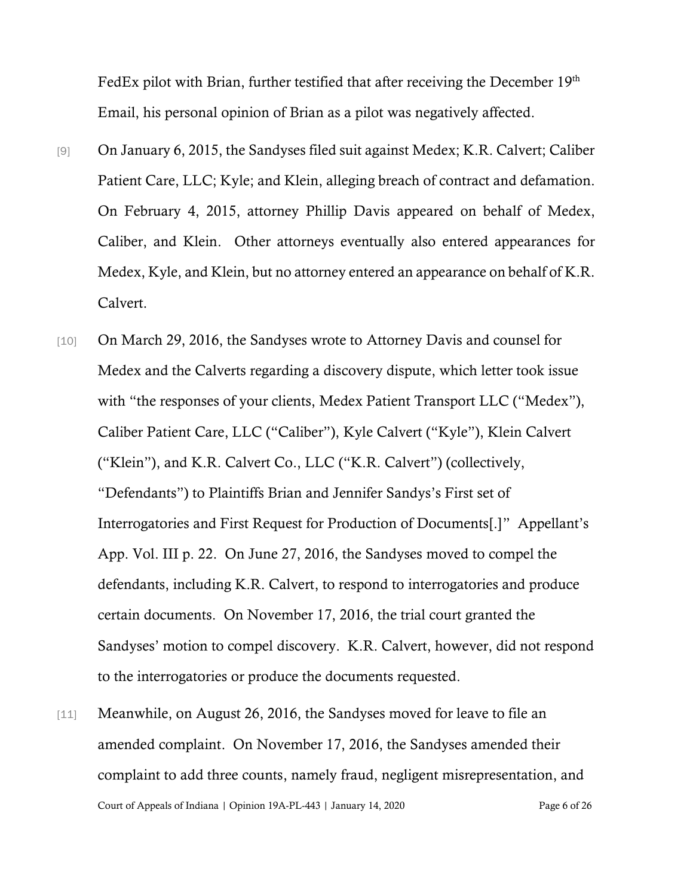FedEx pilot with Brian, further testified that after receiving the December 19th Email, his personal opinion of Brian as a pilot was negatively affected.

[9] On January 6, 2015, the Sandyses filed suit against Medex; K.R. Calvert; Caliber Patient Care, LLC; Kyle; and Klein, alleging breach of contract and defamation. On February 4, 2015, attorney Phillip Davis appeared on behalf of Medex, Caliber, and Klein. Other attorneys eventually also entered appearances for Medex, Kyle, and Klein, but no attorney entered an appearance on behalf of K.R. Calvert.

[10] On March 29, 2016, the Sandyses wrote to Attorney Davis and counsel for Medex and the Calverts regarding a discovery dispute, which letter took issue with "the responses of your clients, Medex Patient Transport LLC ("Medex"), Caliber Patient Care, LLC ("Caliber"), Kyle Calvert ("Kyle"), Klein Calvert ("Klein"), and K.R. Calvert Co., LLC ("K.R. Calvert") (collectively, "Defendants") to Plaintiffs Brian and Jennifer Sandys's First set of Interrogatories and First Request for Production of Documents[.]" Appellant's App. Vol. III p. 22. On June 27, 2016, the Sandyses moved to compel the defendants, including K.R. Calvert, to respond to interrogatories and produce certain documents. On November 17, 2016, the trial court granted the Sandyses' motion to compel discovery. K.R. Calvert, however, did not respond to the interrogatories or produce the documents requested.

[11] Meanwhile, on August 26, 2016, the Sandyses moved for leave to file an amended complaint. On November 17, 2016, the Sandyses amended their complaint to add three counts, namely fraud, negligent misrepresentation, and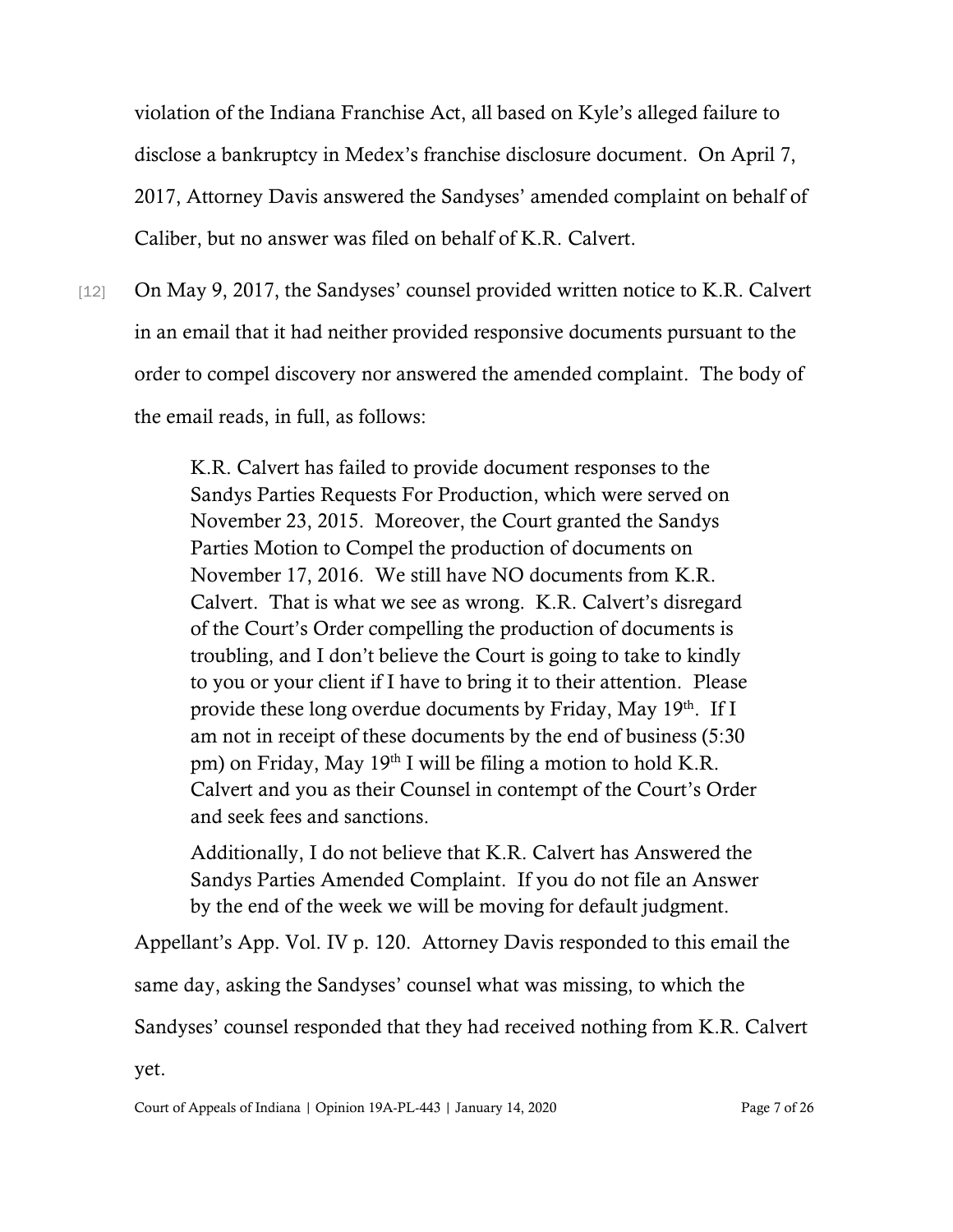violation of the Indiana Franchise Act, all based on Kyle's alleged failure to disclose a bankruptcy in Medex's franchise disclosure document. On April 7, 2017, Attorney Davis answered the Sandyses' amended complaint on behalf of Caliber, but no answer was filed on behalf of K.R. Calvert.

[12] On May 9, 2017, the Sandyses' counsel provided written notice to K.R. Calvert in an email that it had neither provided responsive documents pursuant to the order to compel discovery nor answered the amended complaint. The body of the email reads, in full, as follows:

> K.R. Calvert has failed to provide document responses to the Sandys Parties Requests For Production, which were served on November 23, 2015. Moreover, the Court granted the Sandys Parties Motion to Compel the production of documents on November 17, 2016. We still have NO documents from K.R. Calvert. That is what we see as wrong. K.R. Calvert's disregard of the Court's Order compelling the production of documents is troubling, and I don't believe the Court is going to take to kindly to you or your client if I have to bring it to their attention. Please provide these long overdue documents by Friday, May 19th. If I am not in receipt of these documents by the end of business (5:30 pm) on Friday, May 19th I will be filing a motion to hold K.R. Calvert and you as their Counsel in contempt of the Court's Order and seek fees and sanctions.
>
> Additionally, I do not believe that K.R. Calvert has Answered the Sandys Parties Amended Complaint. If you do not file an Answer by the end of the week we will be moving for default judgment.

Appellant's App. Vol. IV p. 120. Attorney Davis responded to this email the same day, asking the Sandyses' counsel what was missing, to which the Sandyses' counsel responded that they had received nothing from K.R. Calvert yet.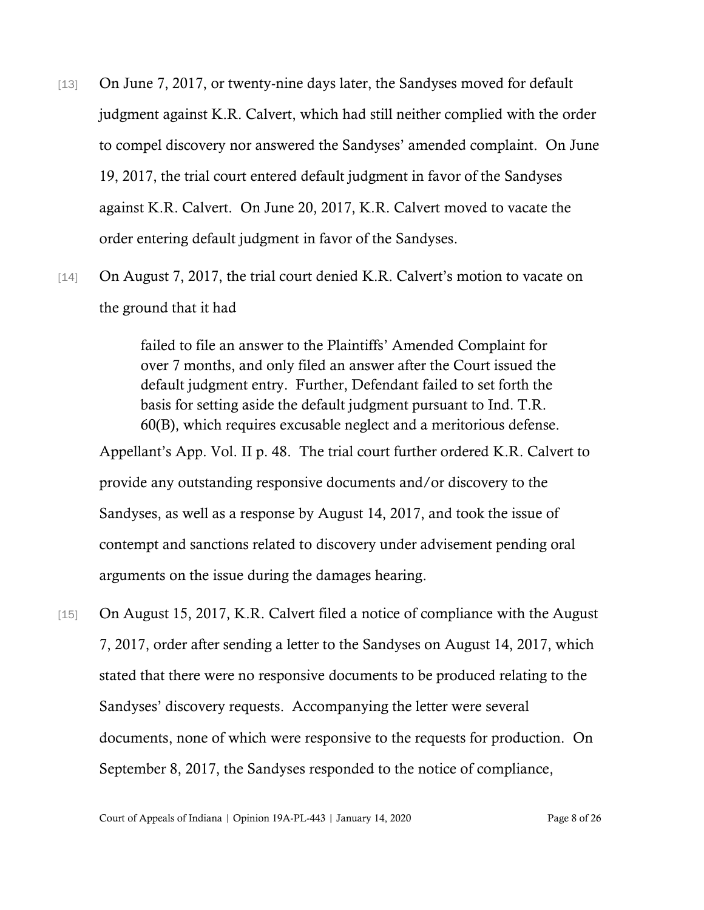[13] On June 7, 2017, or twenty-nine days later, the Sandyses moved for default judgment against K.R. Calvert, which had still neither complied with the order to compel discovery nor answered the Sandyses' amended complaint. On June 19, 2017, the trial court entered default judgment in favor of the Sandyses against K.R. Calvert. On June 20, 2017, K.R. Calvert moved to vacate the order entering default judgment in favor of the Sandyses.

[14] On August 7, 2017, the trial court denied K.R. Calvert's motion to vacate on the ground that it had

> failed to file an answer to the Plaintiffs' Amended Complaint for over 7 months, and only filed an answer after the Court issued the default judgment entry. Further, Defendant failed to set forth the basis for setting aside the default judgment pursuant to Ind. T.R. 60(B), which requires excusable neglect and a meritorious defense.

Appellant's App. Vol. II p. 48. The trial court further ordered K.R. Calvert to provide any outstanding responsive documents and/or discovery to the Sandyses, as well as a response by August 14, 2017, and took the issue of contempt and sanctions related to discovery under advisement pending oral arguments on the issue during the damages hearing.

[15] On August 15, 2017, K.R. Calvert filed a notice of compliance with the August 7, 2017, order after sending a letter to the Sandyses on August 14, 2017, which stated that there were no responsive documents to be produced relating to the Sandyses' discovery requests. Accompanying the letter were several documents, none of which were responsive to the requests for production. On September 8, 2017, the Sandyses responded to the notice of compliance,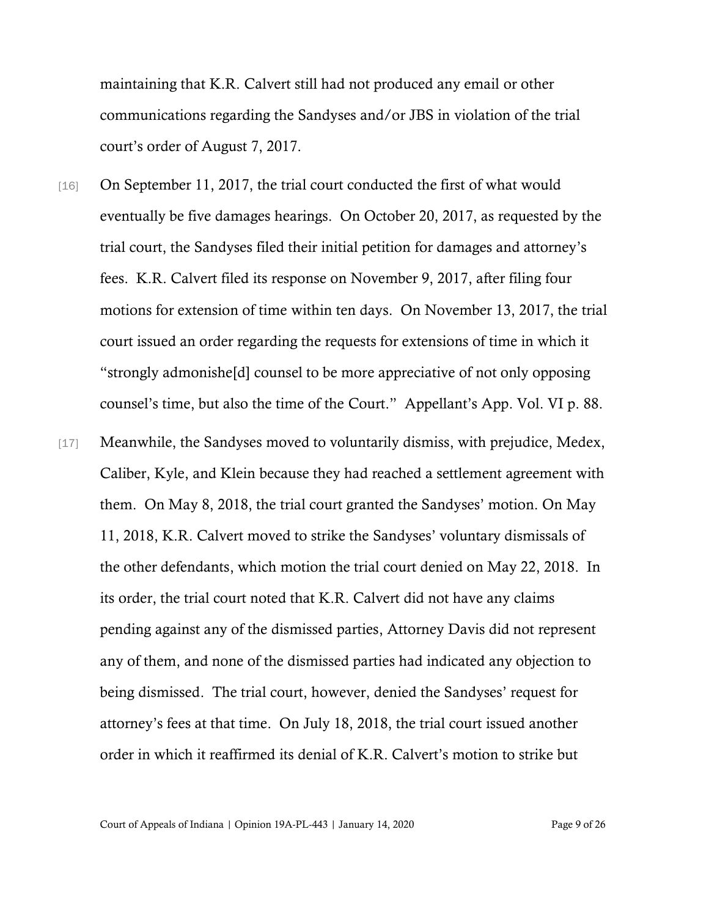maintaining that K.R. Calvert still had not produced any email or other communications regarding the Sandyses and/or JBS in violation of the trial court's order of August 7, 2017.

[16] On September 11, 2017, the trial court conducted the first of what would eventually be five damages hearings. On October 20, 2017, as requested by the trial court, the Sandyses filed their initial petition for damages and attorney's fees. K.R. Calvert filed its response on November 9, 2017, after filing four motions for extension of time within ten days. On November 13, 2017, the trial court issued an order regarding the requests for extensions of time in which it "strongly admonishe[d] counsel to be more appreciative of not only opposing counsel's time, but also the time of the Court." Appellant's App. Vol. VI p. 88.

[17] Meanwhile, the Sandyses moved to voluntarily dismiss, with prejudice, Medex, Caliber, Kyle, and Klein because they had reached a settlement agreement with them. On May 8, 2018, the trial court granted the Sandyses' motion. On May 11, 2018, K.R. Calvert moved to strike the Sandyses' voluntary dismissals of the other defendants, which motion the trial court denied on May 22, 2018. In its order, the trial court noted that K.R. Calvert did not have any claims pending against any of the dismissed parties, Attorney Davis did not represent any of them, and none of the dismissed parties had indicated any objection to being dismissed. The trial court, however, denied the Sandyses' request for attorney's fees at that time. On July 18, 2018, the trial court issued another order in which it reaffirmed its denial of K.R. Calvert's motion to strike but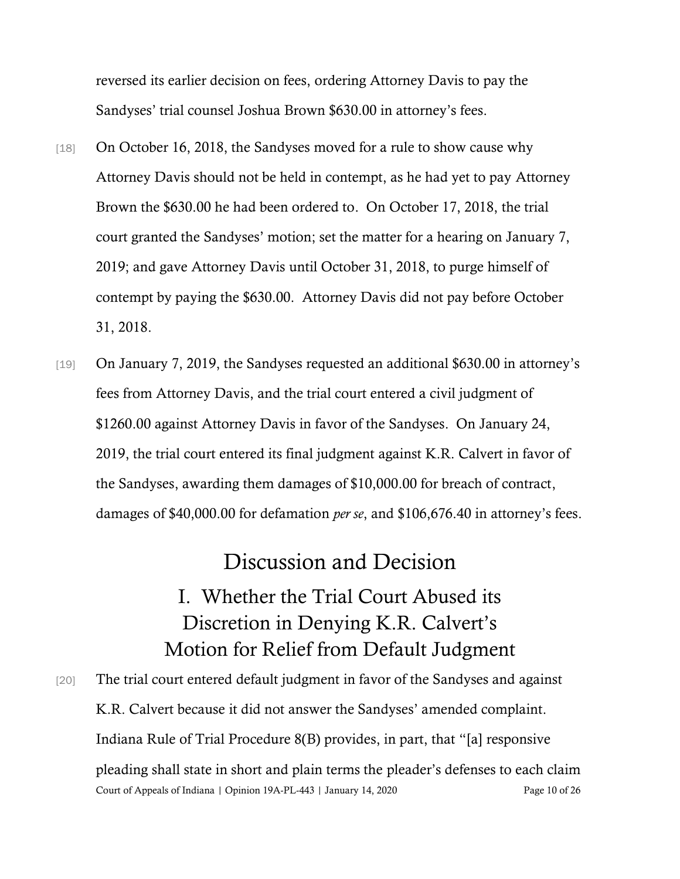reversed its earlier decision on fees, ordering Attorney Davis to pay the Sandyses' trial counsel Joshua Brown $630.00 in attorney's fees.

[18] On October 16, 2018, the Sandyses moved for a rule to show cause why Attorney Davis should not be held in contempt, as he had yet to pay Attorney Brown the $630.00 he had been ordered to. On October 17, 2018, the trial court granted the Sandyses' motion; set the matter for a hearing on January 7, 2019; and gave Attorney Davis until October 31, 2018, to purge himself of contempt by paying the $630.00. Attorney Davis did not pay before October 31, 2018.

[19] On January 7, 2019, the Sandyses requested an additional $630.00 in attorney's fees from Attorney Davis, and the trial court entered a civil judgment of $1260.00 against Attorney Davis in favor of the Sandyses. On January 24, 2019, the trial court entered its final judgment against K.R. Calvert in favor of the Sandyses, awarding them damages of $10,000.00 for breach of contract, damages of $40,000.00 for defamation *per se*, and $106,676.40 in attorney's fees.

# Discussion and Decision

## I. Whether the Trial Court Abused its Discretion in Denying K.R. Calvert's Motion for Relief from Default Judgment

[20] The trial court entered default judgment in favor of the Sandyses and against K.R. Calvert because it did not answer the Sandyses' amended complaint. Indiana Rule of Trial Procedure 8(B) provides, in part, that "[a] responsive pleading shall state in short and plain terms the pleader's defenses to each claim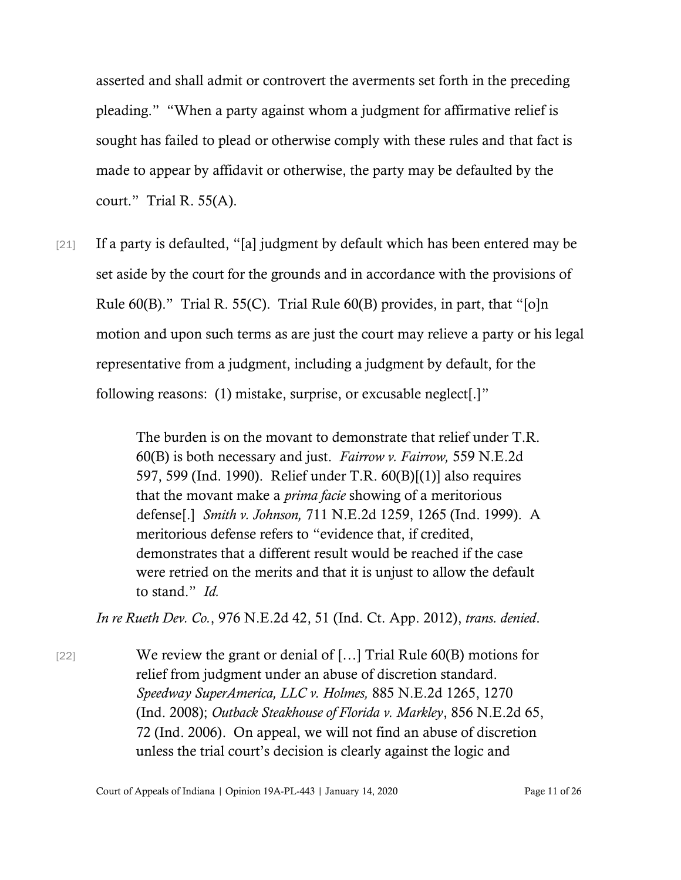asserted and shall admit or controvert the averments set forth in the preceding pleading." "When a party against whom a judgment for affirmative relief is sought has failed to plead or otherwise comply with these rules and that fact is made to appear by affidavit or otherwise, the party may be defaulted by the court." Trial R. 55(A).

[21] If a party is defaulted, "[a] judgment by default which has been entered may be set aside by the court for the grounds and in accordance with the provisions of Rule 60(B)." Trial R. 55(C). Trial Rule 60(B) provides, in part, that "[o]n motion and upon such terms as are just the court may relieve a party or his legal representative from a judgment, including a judgment by default, for the following reasons: (1) mistake, surprise, or excusable neglect[.]"

> The burden is on the movant to demonstrate that relief under T.R. 60(B) is both necessary and just. *Fairrow v. Fairrow,* 559 N.E.2d 597, 599 (Ind. 1990). Relief under T.R. 60(B)[(1)] also requires that the movant make a *prima facie* showing of a meritorious defense[.] *Smith v. Johnson,* 711 N.E.2d 1259, 1265 (Ind. 1999). A meritorious defense refers to "evidence that, if credited, demonstrates that a different result would be reached if the case were retried on the merits and that it is unjust to allow the default to stand." *Id.*

*In re Rueth Dev. Co.*, 976 N.E.2d 42, 51 (Ind. Ct. App. 2012), *trans. denied*.

[22]
> We review the grant or denial of […] Trial Rule 60(B) motions for relief from judgment under an abuse of discretion standard. *Speedway SuperAmerica, LLC v. Holmes,* 885 N.E.2d 1265, 1270 (Ind. 2008); *Outback Steakhouse of Florida v. Markley*, 856 N.E.2d 65, 72 (Ind. 2006). On appeal, we will not find an abuse of discretion unless the trial court's decision is clearly against the logic and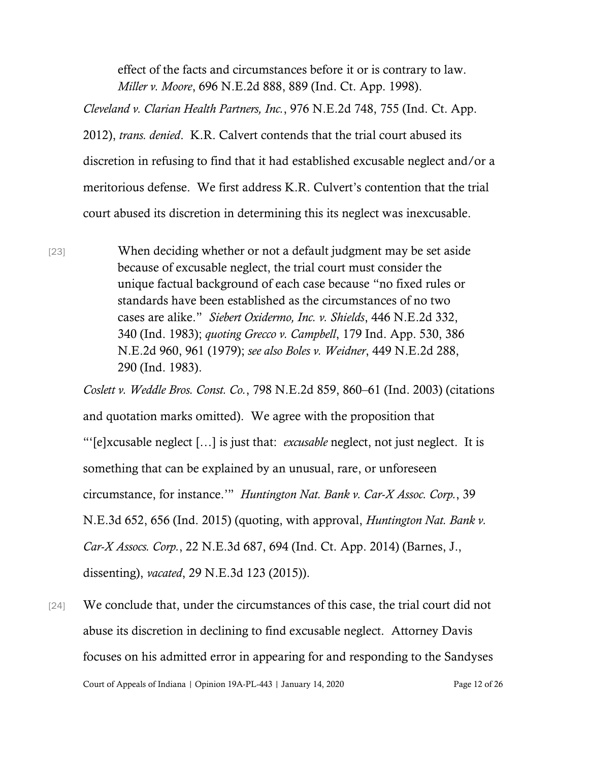> effect of the facts and circumstances before it or is contrary to law. *Miller v. Moore*, 696 N.E.2d 888, 889 (Ind. Ct. App. 1998).

*Cleveland v. Clarian Health Partners, Inc.*, 976 N.E.2d 748, 755 (Ind. Ct. App. 2012), *trans. denied*. K.R. Calvert contends that the trial court abused its discretion in refusing to find that it had established excusable neglect and/or a meritorious defense. We first address K.R. Culvert's contention that the trial court abused its discretion in determining this its neglect was inexcusable.

[23]

> When deciding whether or not a default judgment may be set aside because of excusable neglect, the trial court must consider the unique factual background of each case because "no fixed rules or standards have been established as the circumstances of no two cases are alike." *Siebert Oxidermo, Inc. v. Shields*, 446 N.E.2d 332, 340 (Ind. 1983); *quoting Grecco v. Campbell*, 179 Ind. App. 530, 386 N.E.2d 960, 961 (1979); *see also Boles v. Weidner*, 449 N.E.2d 288, 290 (Ind. 1983).

*Coslett v. Weddle Bros. Const. Co.*, 798 N.E.2d 859, 860–61 (Ind. 2003) (citations and quotation marks omitted). We agree with the proposition that "'[e]xcusable neglect […] is just that: *excusable* neglect, not just neglect. It is something that can be explained by an unusual, rare, or unforeseen circumstance, for instance.'" *Huntington Nat. Bank v. Car-X Assoc. Corp.*, 39 N.E.3d 652, 656 (Ind. 2015) (quoting, with approval, *Huntington Nat. Bank v. Car-X Assocs. Corp.*, 22 N.E.3d 687, 694 (Ind. Ct. App. 2014) (Barnes, J., dissenting), *vacated*, 29 N.E.3d 123 (2015)).

[24] We conclude that, under the circumstances of this case, the trial court did not abuse its discretion in declining to find excusable neglect. Attorney Davis focuses on his admitted error in appearing for and responding to the Sandyses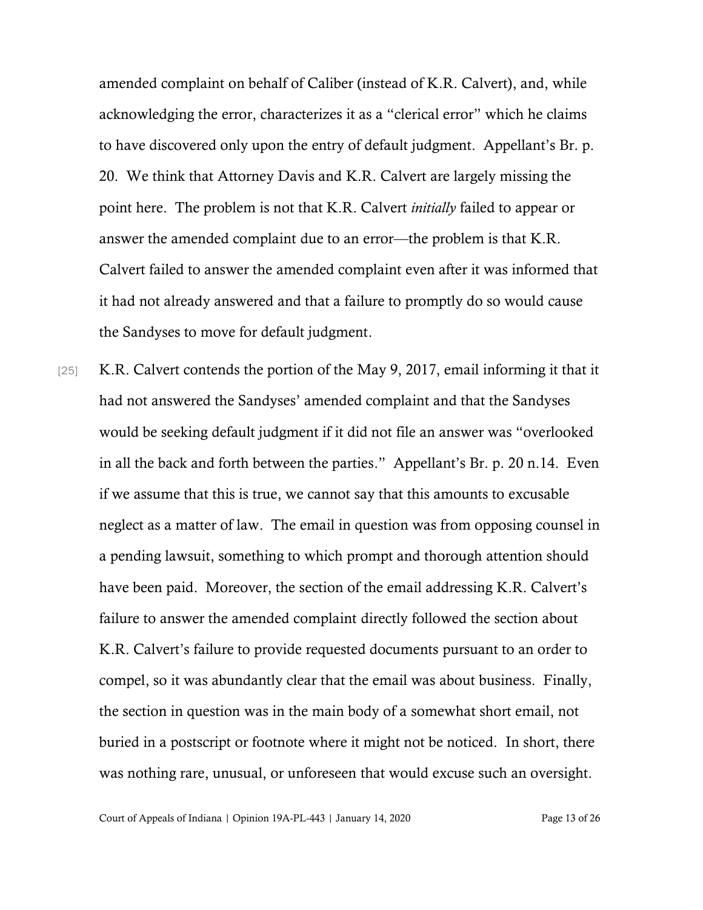amended complaint on behalf of Caliber (instead of K.R. Calvert), and, while acknowledging the error, characterizes it as a "clerical error" which he claims to have discovered only upon the entry of default judgment. Appellant's Br. p. 20. We think that Attorney Davis and K.R. Calvert are largely missing the point here. The problem is not that K.R. Calvert *initially* failed to appear or answer the amended complaint due to an error—the problem is that K.R. Calvert failed to answer the amended complaint even after it was informed that it had not already answered and that a failure to promptly do so would cause the Sandyses to move for default judgment.

[25] K.R. Calvert contends the portion of the May 9, 2017, email informing it that it had not answered the Sandyses' amended complaint and that the Sandyses would be seeking default judgment if it did not file an answer was "overlooked in all the back and forth between the parties." Appellant's Br. p. 20 n.14. Even if we assume that this is true, we cannot say that this amounts to excusable neglect as a matter of law. The email in question was from opposing counsel in a pending lawsuit, something to which prompt and thorough attention should have been paid. Moreover, the section of the email addressing K.R. Calvert's failure to answer the amended complaint directly followed the section about K.R. Calvert's failure to provide requested documents pursuant to an order to compel, so it was abundantly clear that the email was about business. Finally, the section in question was in the main body of a somewhat short email, not buried in a postscript or footnote where it might not be noticed. In short, there was nothing rare, unusual, or unforeseen that would excuse such an oversight.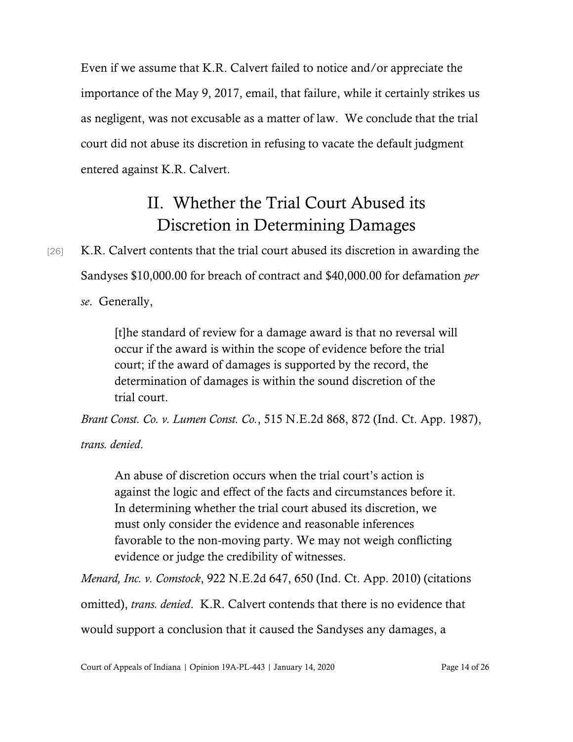Even if we assume that K.R. Calvert failed to notice and/or appreciate the importance of the May 9, 2017, email, that failure, while it certainly strikes us as negligent, was not excusable as a matter of law. We conclude that the trial court did not abuse its discretion in refusing to vacate the default judgment entered against K.R. Calvert.

## II. Whether the Trial Court Abused its Discretion in Determining Damages

[26] K.R. Calvert contents that the trial court abused its discretion in awarding the Sandyses $10,000.00 for breach of contract and $40,000.00 for defamation *per se*. Generally,

> [t]he standard of review for a damage award is that no reversal will occur if the award is within the scope of evidence before the trial court; if the award of damages is supported by the record, the determination of damages is within the sound discretion of the trial court.

*Brant Const. Co. v. Lumen Const. Co.*, 515 N.E.2d 868, 872 (Ind. Ct. App. 1987), *trans. denied*.

> An abuse of discretion occurs when the trial court's action is against the logic and effect of the facts and circumstances before it. In determining whether the trial court abused its discretion, we must only consider the evidence and reasonable inferences favorable to the non-moving party. We may not weigh conflicting evidence or judge the credibility of witnesses.

*Menard, Inc. v. Comstock*, 922 N.E.2d 647, 650 (Ind. Ct. App. 2010) (citations omitted), *trans. denied*. K.R. Calvert contends that there is no evidence that would support a conclusion that it caused the Sandyses any damages, a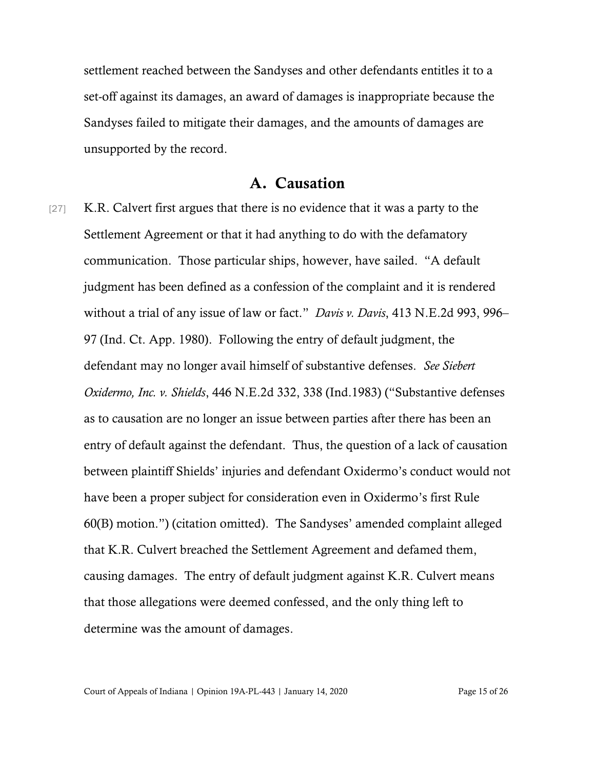settlement reached between the Sandyses and other defendants entitles it to a set-off against its damages, an award of damages is inappropriate because the Sandyses failed to mitigate their damages, and the amounts of damages are unsupported by the record.

## A. Causation

[27] K.R. Calvert first argues that there is no evidence that it was a party to the Settlement Agreement or that it had anything to do with the defamatory communication. Those particular ships, however, have sailed. "A default judgment has been defined as a confession of the complaint and it is rendered without a trial of any issue of law or fact." *Davis v. Davis*, 413 N.E.2d 993, 996–97 (Ind. Ct. App. 1980). Following the entry of default judgment, the defendant may no longer avail himself of substantive defenses. *See Siebert Oxidermo, Inc. v. Shields*, 446 N.E.2d 332, 338 (Ind.1983) ("Substantive defenses as to causation are no longer an issue between parties after there has been an entry of default against the defendant. Thus, the question of a lack of causation between plaintiff Shields' injuries and defendant Oxidermo's conduct would not have been a proper subject for consideration even in Oxidermo's first Rule 60(B) motion.") (citation omitted). The Sandyses' amended complaint alleged that K.R. Culvert breached the Settlement Agreement and defamed them, causing damages. The entry of default judgment against K.R. Culvert means that those allegations were deemed confessed, and the only thing left to determine was the amount of damages.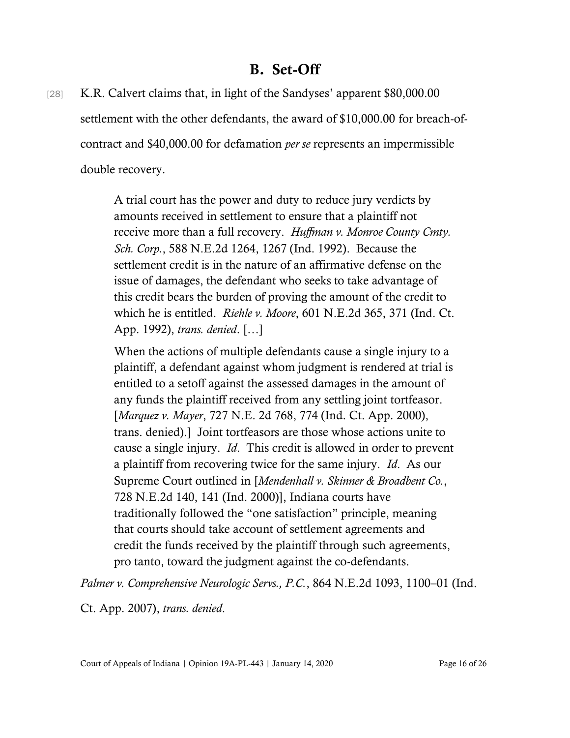## B. Set-Off

[28] K.R. Calvert claims that, in light of the Sandyses' apparent $80,000.00 settlement with the other defendants, the award of $10,000.00 for breach-of-contract and $40,000.00 for defamation *per se* represents an impermissible double recovery.

> A trial court has the power and duty to reduce jury verdicts by amounts received in settlement to ensure that a plaintiff not receive more than a full recovery. *Huffman v. Monroe County Cmty. Sch. Corp.*, 588 N.E.2d 1264, 1267 (Ind. 1992). Because the settlement credit is in the nature of an affirmative defense on the issue of damages, the defendant who seeks to take advantage of this credit bears the burden of proving the amount of the credit to which he is entitled. *Riehle v. Moore*, 601 N.E.2d 365, 371 (Ind. Ct. App. 1992), *trans. denied*. […]
>
> When the actions of multiple defendants cause a single injury to a plaintiff, a defendant against whom judgment is rendered at trial is entitled to a setoff against the assessed damages in the amount of any funds the plaintiff received from any settling joint tortfeasor. [*Marquez v. Mayer*, 727 N.E. 2d 768, 774 (Ind. Ct. App. 2000), trans. denied).] Joint tortfeasors are those whose actions unite to cause a single injury. *Id*. This credit is allowed in order to prevent a plaintiff from recovering twice for the same injury. *Id*. As our Supreme Court outlined in [*Mendenhall v. Skinner & Broadbent Co.*, 728 N.E.2d 140, 141 (Ind. 2000)], Indiana courts have traditionally followed the "one satisfaction" principle, meaning that courts should take account of settlement agreements and credit the funds received by the plaintiff through such agreements, pro tanto, toward the judgment against the co-defendants.

*Palmer v. Comprehensive Neurologic Servs., P.C.*, 864 N.E.2d 1093, 1100–01 (Ind. Ct. App. 2007), *trans. denied*.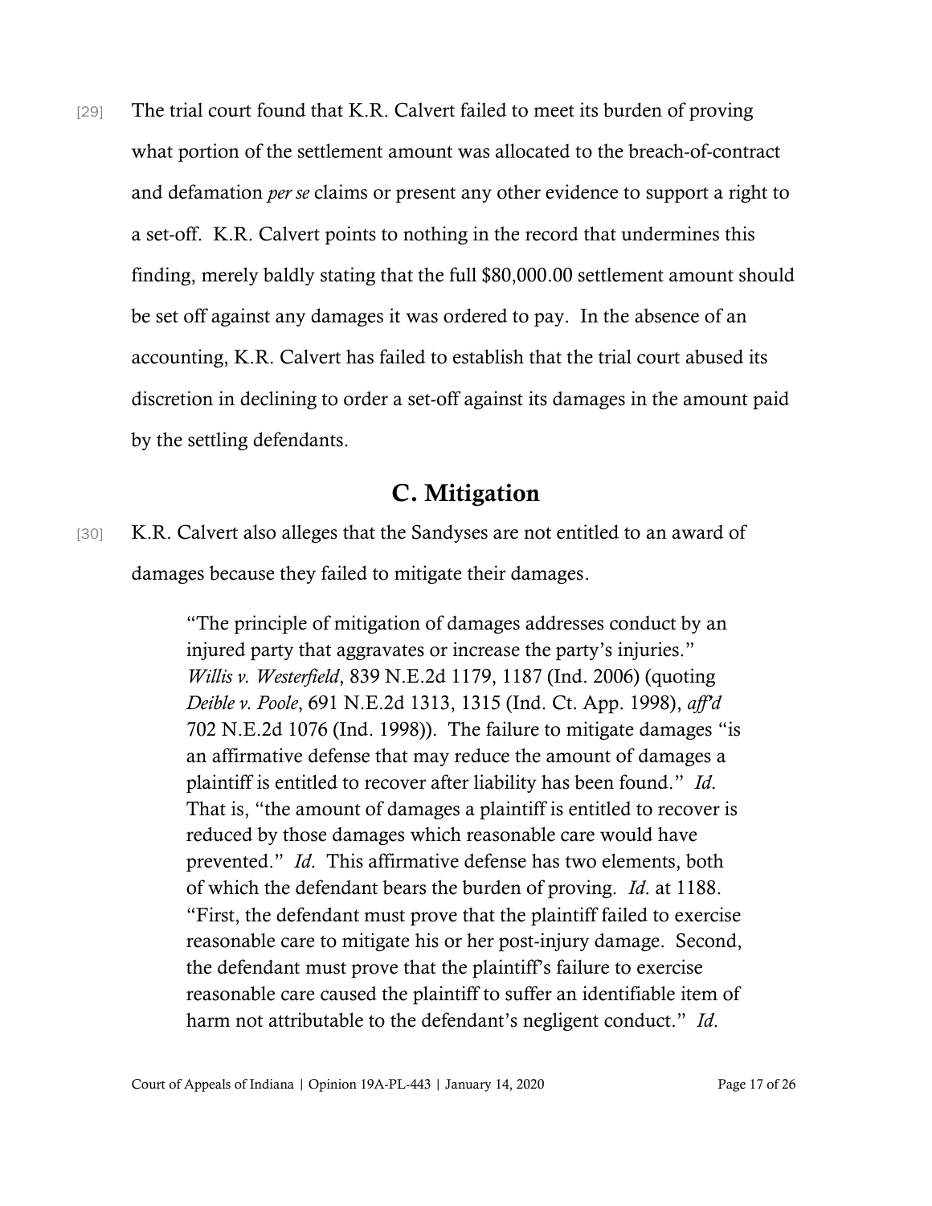[29] The trial court found that K.R. Calvert failed to meet its burden of proving what portion of the settlement amount was allocated to the breach-of-contract and defamation *per se* claims or present any other evidence to support a right to a set-off. K.R. Calvert points to nothing in the record that undermines this finding, merely baldly stating that the full $80,000.00 settlement amount should be set off against any damages it was ordered to pay. In the absence of an accounting, K.R. Calvert has failed to establish that the trial court abused its discretion in declining to order a set-off against its damages in the amount paid by the settling defendants.

## C. Mitigation

[30] K.R. Calvert also alleges that the Sandyses are not entitled to an award of damages because they failed to mitigate their damages.

> "The principle of mitigation of damages addresses conduct by an injured party that aggravates or increase the party's injuries." *Willis v. Westerfield*, 839 N.E.2d 1179, 1187 (Ind. 2006) (quoting *Deible v. Poole*, 691 N.E.2d 1313, 1315 (Ind. Ct. App. 1998), *aff'd* 702 N.E.2d 1076 (Ind. 1998)). The failure to mitigate damages "is an affirmative defense that may reduce the amount of damages a plaintiff is entitled to recover after liability has been found." *Id*. That is, "the amount of damages a plaintiff is entitled to recover is reduced by those damages which reasonable care would have prevented." *Id*. This affirmative defense has two elements, both of which the defendant bears the burden of proving. *Id*. at 1188. "First, the defendant must prove that the plaintiff failed to exercise reasonable care to mitigate his or her post-injury damage. Second, the defendant must prove that the plaintiff's failure to exercise reasonable care caused the plaintiff to suffer an identifiable item of harm not attributable to the defendant's negligent conduct." *Id*.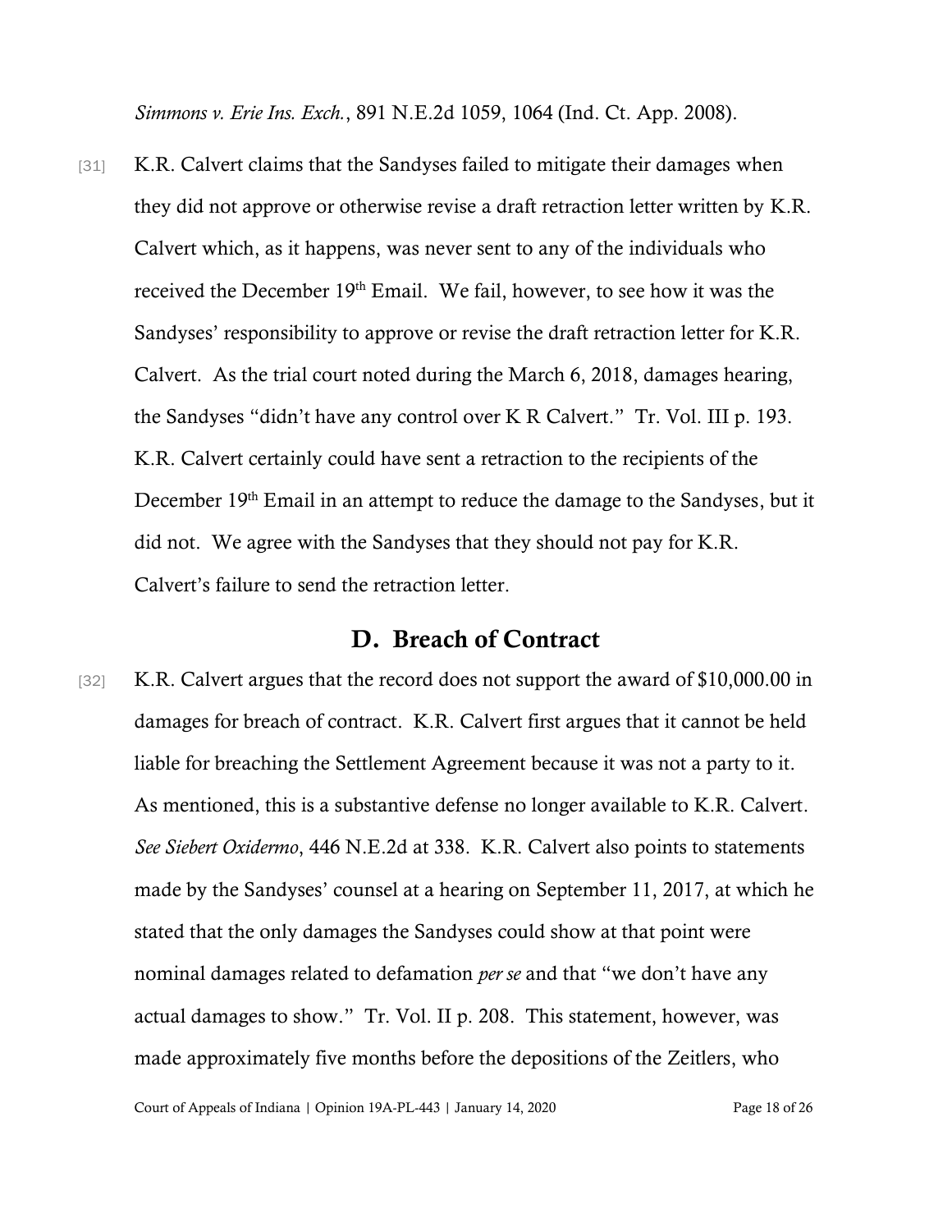*Simmons v. Erie Ins. Exch.*, 891 N.E.2d 1059, 1064 (Ind. Ct. App. 2008).

[31] K.R. Calvert claims that the Sandyses failed to mitigate their damages when they did not approve or otherwise revise a draft retraction letter written by K.R. Calvert which, as it happens, was never sent to any of the individuals who received the December 19th Email. We fail, however, to see how it was the Sandyses' responsibility to approve or revise the draft retraction letter for K.R. Calvert. As the trial court noted during the March 6, 2018, damages hearing, the Sandyses "didn't have any control over K R Calvert." Tr. Vol. III p. 193. K.R. Calvert certainly could have sent a retraction to the recipients of the December 19th Email in an attempt to reduce the damage to the Sandyses, but it did not. We agree with the Sandyses that they should not pay for K.R. Calvert's failure to send the retraction letter.

## D. Breach of Contract

[32] K.R. Calvert argues that the record does not support the award of $10,000.00 in damages for breach of contract. K.R. Calvert first argues that it cannot be held liable for breaching the Settlement Agreement because it was not a party to it. As mentioned, this is a substantive defense no longer available to K.R. Calvert. *See Siebert Oxidermo*, 446 N.E.2d at 338. K.R. Calvert also points to statements made by the Sandyses' counsel at a hearing on September 11, 2017, at which he stated that the only damages the Sandyses could show at that point were nominal damages related to defamation *per se* and that "we don't have any actual damages to show." Tr. Vol. II p. 208. This statement, however, was made approximately five months before the depositions of the Zeitlers, who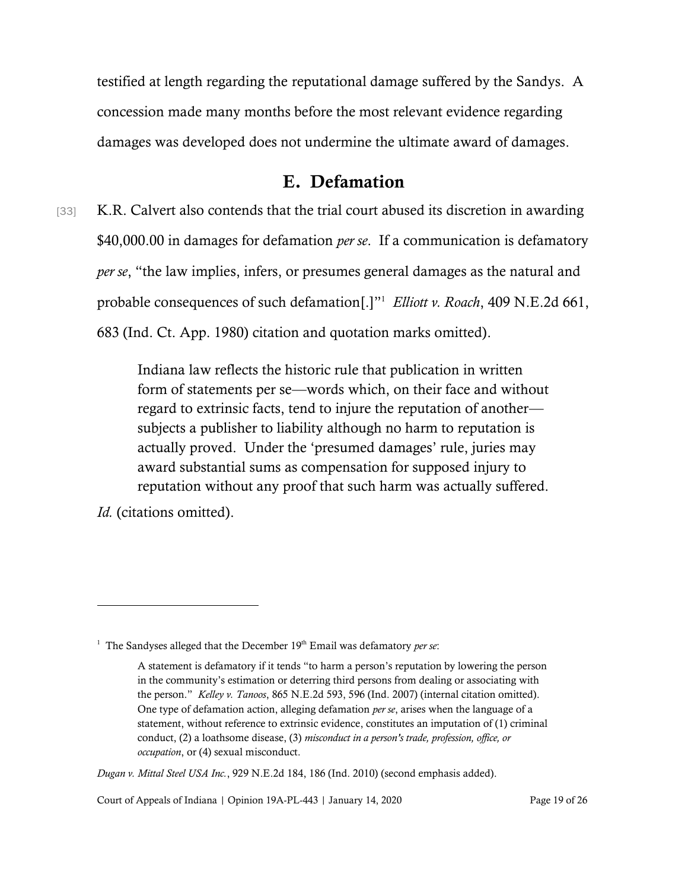testified at length regarding the reputational damage suffered by the Sandys. A concession made many months before the most relevant evidence regarding damages was developed does not undermine the ultimate award of damages.

## E. Defamation

[33] K.R. Calvert also contends that the trial court abused its discretion in awarding $40,000.00 in damages for defamation *per se*. If a communication is defamatory *per se*, "the law implies, infers, or presumes general damages as the natural and probable consequences of such defamation[.]"[1] *Elliott v. Roach*, 409 N.E.2d 661, 683 (Ind. Ct. App. 1980) citation and quotation marks omitted).

> Indiana law reflects the historic rule that publication in written form of statements per se—words which, on their face and without regard to extrinsic facts, tend to injure the reputation of another—subjects a publisher to liability although no harm to reputation is actually proved. Under the 'presumed damages' rule, juries may award substantial sums as compensation for supposed injury to reputation without any proof that such harm was actually suffered.

*Id.* (citations omitted).

---

[1] The Sandyses alleged that the December 19th Email was defamatory *per se*:

> A statement is defamatory if it tends "to harm a person's reputation by lowering the person in the community's estimation or deterring third persons from dealing or associating with the person." *Kelley v. Tanoos*, 865 N.E.2d 593, 596 (Ind. 2007) (internal citation omitted). One type of defamation action, alleging defamation *per se*, arises when the language of a statement, without reference to extrinsic evidence, constitutes an imputation of (1) criminal conduct, (2) a loathsome disease, (3) *misconduct in a person's trade, profession, office, or occupation*, or (4) sexual misconduct.

*Dugan v. Mittal Steel USA Inc.*, 929 N.E.2d 184, 186 (Ind. 2010) (second emphasis added).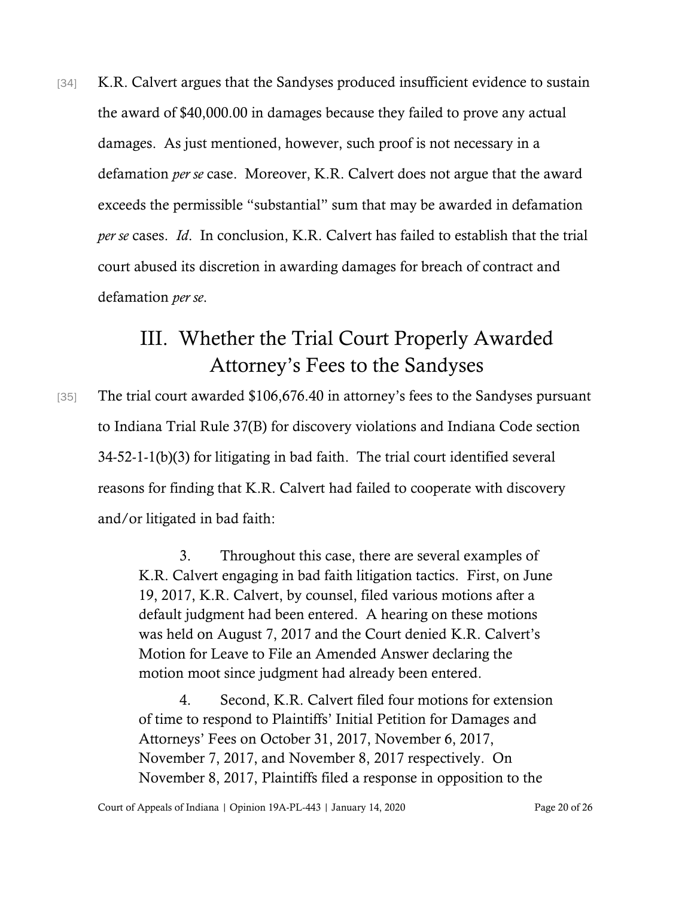[34] K.R. Calvert argues that the Sandyses produced insufficient evidence to sustain the award of $40,000.00 in damages because they failed to prove any actual damages. As just mentioned, however, such proof is not necessary in a defamation *per se* case. Moreover, K.R. Calvert does not argue that the award exceeds the permissible "substantial" sum that may be awarded in defamation *per se* cases. *Id*. In conclusion, K.R. Calvert has failed to establish that the trial court abused its discretion in awarding damages for breach of contract and defamation *per se*.

## III. Whether the Trial Court Properly Awarded Attorney's Fees to the Sandyses

[35] The trial court awarded $106,676.40 in attorney's fees to the Sandyses pursuant to Indiana Trial Rule 37(B) for discovery violations and Indiana Code section 34-52-1-1(b)(3) for litigating in bad faith. The trial court identified several reasons for finding that K.R. Calvert had failed to cooperate with discovery and/or litigated in bad faith:

> 3. Throughout this case, there are several examples of K.R. Calvert engaging in bad faith litigation tactics. First, on June 19, 2017, K.R. Calvert, by counsel, filed various motions after a default judgment had been entered. A hearing on these motions was held on August 7, 2017 and the Court denied K.R. Calvert's Motion for Leave to File an Amended Answer declaring the motion moot since judgment had already been entered.
>
> 4. Second, K.R. Calvert filed four motions for extension of time to respond to Plaintiffs' Initial Petition for Damages and Attorneys' Fees on October 31, 2017, November 6, 2017, November 7, 2017, and November 8, 2017 respectively. On November 8, 2017, Plaintiffs filed a response in opposition to the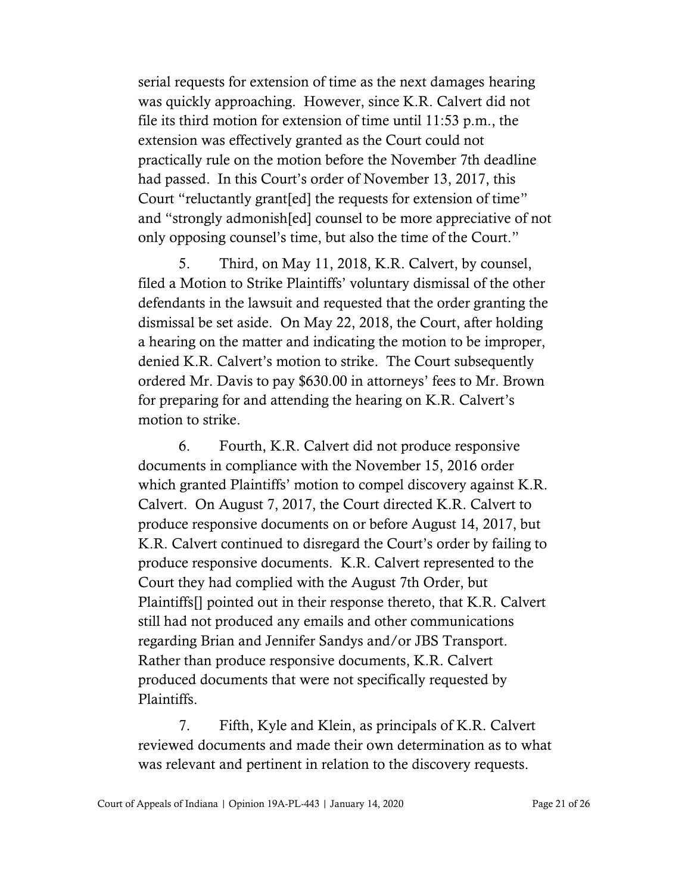serial requests for extension of time as the next damages hearing was quickly approaching. However, since K.R. Calvert did not file its third motion for extension of time until 11:53 p.m., the extension was effectively granted as the Court could not practically rule on the motion before the November 7th deadline had passed. In this Court's order of November 13, 2017, this Court "reluctantly grant[ed] the requests for extension of time" and "strongly admonish[ed] counsel to be more appreciative of not only opposing counsel's time, but also the time of the Court."

5. Third, on May 11, 2018, K.R. Calvert, by counsel, filed a Motion to Strike Plaintiffs' voluntary dismissal of the other defendants in the lawsuit and requested that the order granting the dismissal be set aside. On May 22, 2018, the Court, after holding a hearing on the matter and indicating the motion to be improper, denied K.R. Calvert's motion to strike. The Court subsequently ordered Mr. Davis to pay $630.00 in attorneys' fees to Mr. Brown for preparing for and attending the hearing on K.R. Calvert's motion to strike.

6. Fourth, K.R. Calvert did not produce responsive documents in compliance with the November 15, 2016 order which granted Plaintiffs' motion to compel discovery against K.R. Calvert. On August 7, 2017, the Court directed K.R. Calvert to produce responsive documents on or before August 14, 2017, but K.R. Calvert continued to disregard the Court's order by failing to produce responsive documents. K.R. Calvert represented to the Court they had complied with the August 7th Order, but Plaintiffs[] pointed out in their response thereto, that K.R. Calvert still had not produced any emails and other communications regarding Brian and Jennifer Sandys and/or JBS Transport. Rather than produce responsive documents, K.R. Calvert produced documents that were not specifically requested by Plaintiffs.

7. Fifth, Kyle and Klein, as principals of K.R. Calvert reviewed documents and made their own determination as to what was relevant and pertinent in relation to the discovery requests.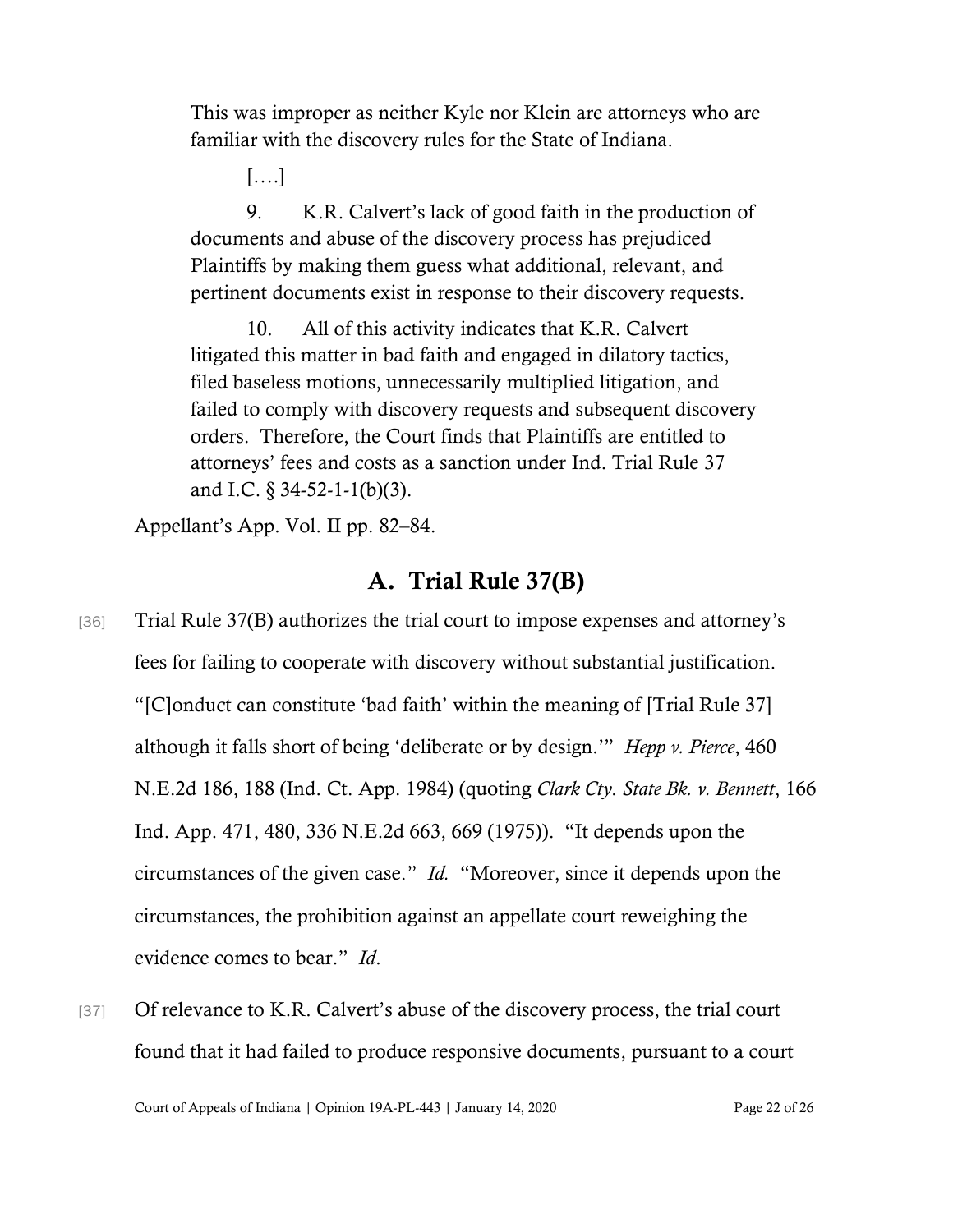> This was improper as neither Kyle nor Klein are attorneys who are familiar with the discovery rules for the State of Indiana.
>
> [….]
>
> 9. K.R. Calvert's lack of good faith in the production of documents and abuse of the discovery process has prejudiced Plaintiffs by making them guess what additional, relevant, and pertinent documents exist in response to their discovery requests.
>
> 10. All of this activity indicates that K.R. Calvert litigated this matter in bad faith and engaged in dilatory tactics, filed baseless motions, unnecessarily multiplied litigation, and failed to comply with discovery requests and subsequent discovery orders. Therefore, the Court finds that Plaintiffs are entitled to attorneys' fees and costs as a sanction under Ind. Trial Rule 37 and I.C. § 34-52-1-1(b)(3).

Appellant's App. Vol. II pp. 82–84.

## A. Trial Rule 37(B)

[36] Trial Rule 37(B) authorizes the trial court to impose expenses and attorney's fees for failing to cooperate with discovery without substantial justification. "[C]onduct can constitute 'bad faith' within the meaning of [Trial Rule 37] although it falls short of being 'deliberate or by design.'" *Hepp v. Pierce*, 460 N.E.2d 186, 188 (Ind. Ct. App. 1984) (quoting *Clark Cty. State Bk. v. Bennett*, 166 Ind. App. 471, 480, 336 N.E.2d 663, 669 (1975)). "It depends upon the circumstances of the given case." *Id.* "Moreover, since it depends upon the circumstances, the prohibition against an appellate court reweighing the evidence comes to bear." *Id.*

[37] Of relevance to K.R. Calvert's abuse of the discovery process, the trial court found that it had failed to produce responsive documents, pursuant to a court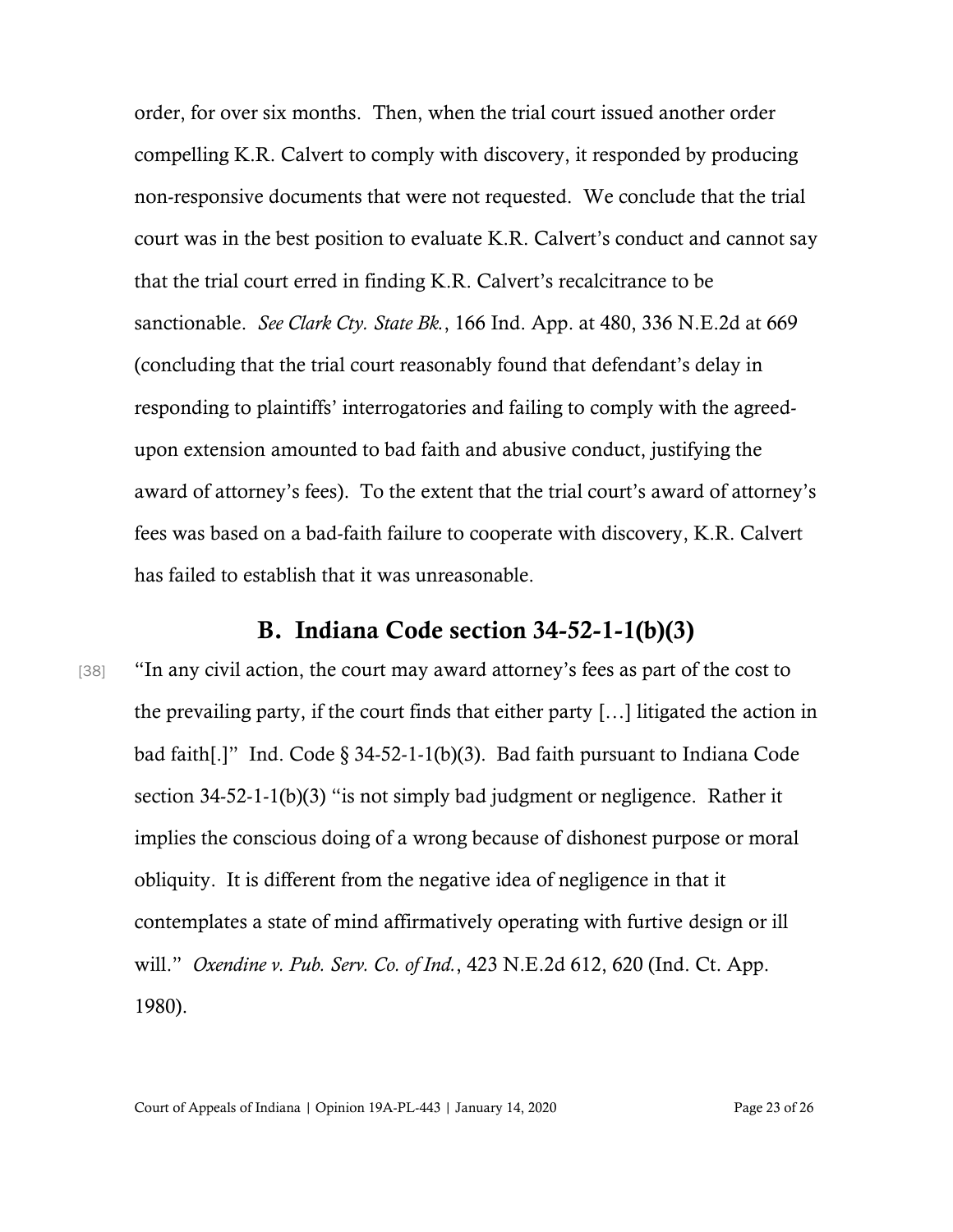order, for over six months. Then, when the trial court issued another order compelling K.R. Calvert to comply with discovery, it responded by producing non-responsive documents that were not requested. We conclude that the trial court was in the best position to evaluate K.R. Calvert's conduct and cannot say that the trial court erred in finding K.R. Calvert's recalcitrance to be sanctionable. *See Clark Cty. State Bk.*, 166 Ind. App. at 480, 336 N.E.2d at 669 (concluding that the trial court reasonably found that defendant's delay in responding to plaintiffs' interrogatories and failing to comply with the agreed-upon extension amounted to bad faith and abusive conduct, justifying the award of attorney's fees). To the extent that the trial court's award of attorney's fees was based on a bad-faith failure to cooperate with discovery, K.R. Calvert has failed to establish that it was unreasonable.

## B. Indiana Code section 34-52-1-1(b)(3)

[38] "In any civil action, the court may award attorney's fees as part of the cost to the prevailing party, if the court finds that either party […] litigated the action in bad faith[.]" Ind. Code § 34-52-1-1(b)(3). Bad faith pursuant to Indiana Code section 34-52-1-1(b)(3) "is not simply bad judgment or negligence. Rather it implies the conscious doing of a wrong because of dishonest purpose or moral obliquity. It is different from the negative idea of negligence in that it contemplates a state of mind affirmatively operating with furtive design or ill will." *Oxendine v. Pub. Serv. Co. of Ind.*, 423 N.E.2d 612, 620 (Ind. Ct. App. 1980).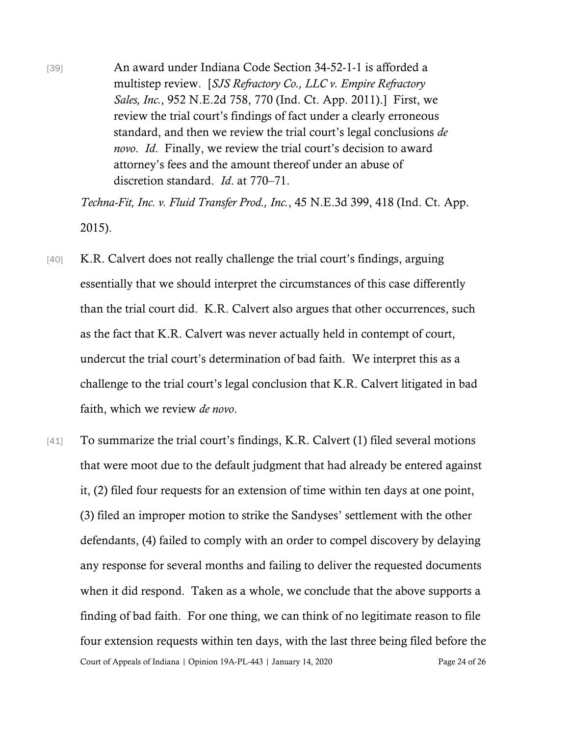[39] An award under Indiana Code Section 34-52-1-1 is afforded a multistep review. [*SJS Refractory Co., LLC v. Empire Refractory Sales, Inc.*, 952 N.E.2d 758, 770 (Ind. Ct. App. 2011).] First, we review the trial court's findings of fact under a clearly erroneous standard, and then we review the trial court's legal conclusions *de novo*. *Id*. Finally, we review the trial court's decision to award attorney's fees and the amount thereof under an abuse of discretion standard. *Id*. at 770–71.

*Techna-Fit, Inc. v. Fluid Transfer Prod., Inc.*, 45 N.E.3d 399, 418 (Ind. Ct. App. 2015).

[40] K.R. Calvert does not really challenge the trial court's findings, arguing essentially that we should interpret the circumstances of this case differently than the trial court did. K.R. Calvert also argues that other occurrences, such as the fact that K.R. Calvert was never actually held in contempt of court, undercut the trial court's determination of bad faith. We interpret this as a challenge to the trial court's legal conclusion that K.R. Calvert litigated in bad faith, which we review *de novo*.

[41] To summarize the trial court's findings, K.R. Calvert (1) filed several motions that were moot due to the default judgment that had already be entered against it, (2) filed four requests for an extension of time within ten days at one point, (3) filed an improper motion to strike the Sandyses' settlement with the other defendants, (4) failed to comply with an order to compel discovery by delaying any response for several months and failing to deliver the requested documents when it did respond. Taken as a whole, we conclude that the above supports a finding of bad faith. For one thing, we can think of no legitimate reason to file four extension requests within ten days, with the last three being filed before the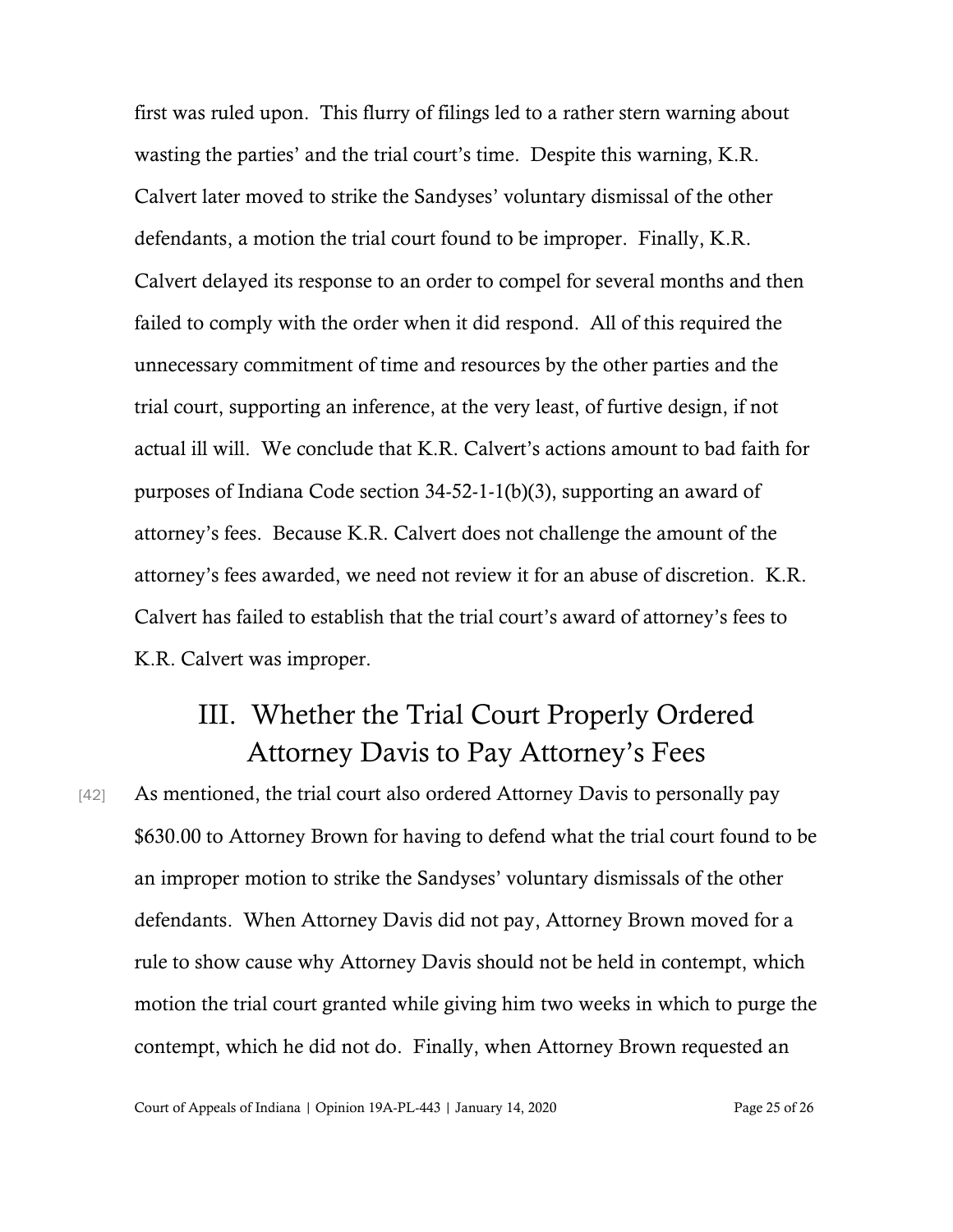first was ruled upon. This flurry of filings led to a rather stern warning about wasting the parties' and the trial court's time. Despite this warning, K.R. Calvert later moved to strike the Sandyses' voluntary dismissal of the other defendants, a motion the trial court found to be improper. Finally, K.R. Calvert delayed its response to an order to compel for several months and then failed to comply with the order when it did respond. All of this required the unnecessary commitment of time and resources by the other parties and the trial court, supporting an inference, at the very least, of furtive design, if not actual ill will. We conclude that K.R. Calvert's actions amount to bad faith for purposes of Indiana Code section 34-52-1-1(b)(3), supporting an award of attorney's fees. Because K.R. Calvert does not challenge the amount of the attorney's fees awarded, we need not review it for an abuse of discretion. K.R. Calvert has failed to establish that the trial court's award of attorney's fees to K.R. Calvert was improper.

## III. Whether the Trial Court Properly Ordered Attorney Davis to Pay Attorney's Fees

[42] As mentioned, the trial court also ordered Attorney Davis to personally pay $630.00 to Attorney Brown for having to defend what the trial court found to be an improper motion to strike the Sandyses' voluntary dismissals of the other defendants. When Attorney Davis did not pay, Attorney Brown moved for a rule to show cause why Attorney Davis should not be held in contempt, which motion the trial court granted while giving him two weeks in which to purge the contempt, which he did not do. Finally, when Attorney Brown requested an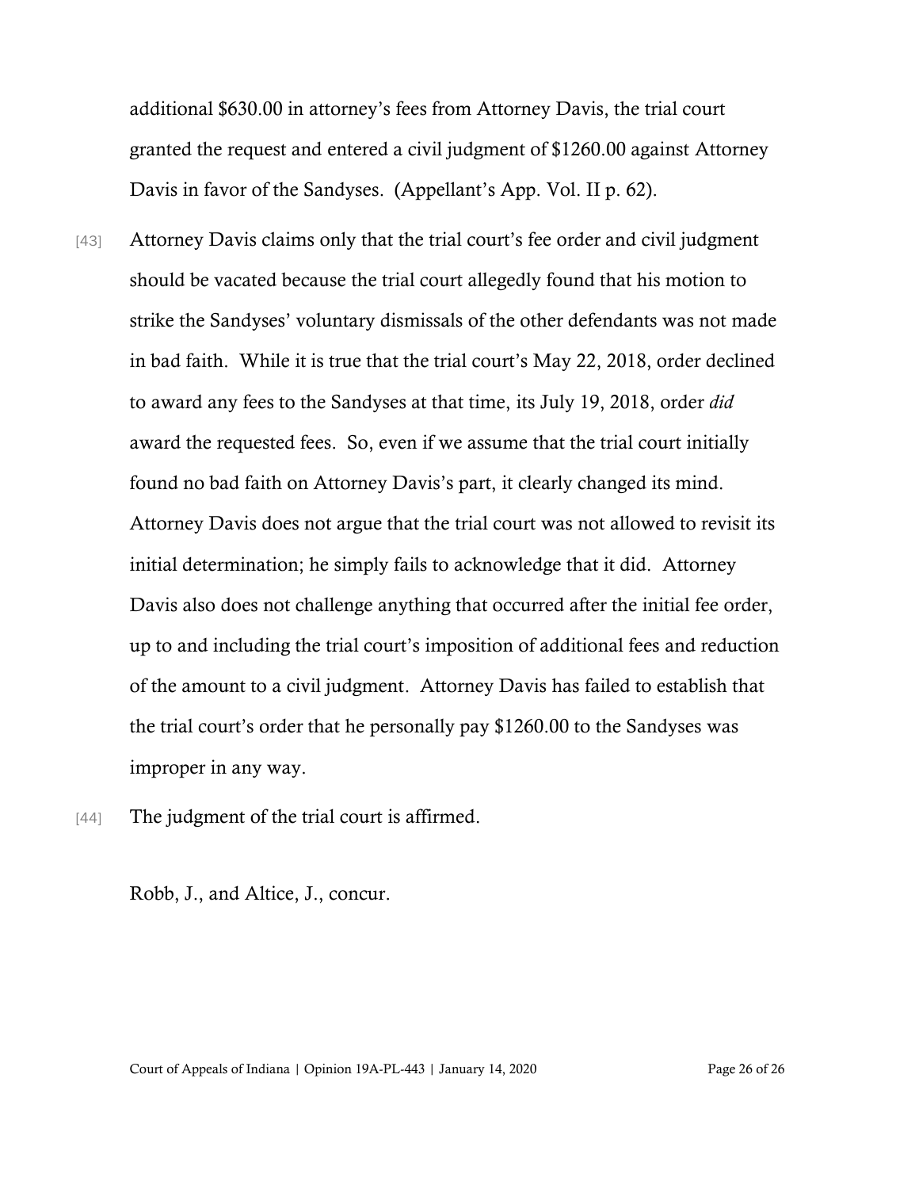additional $630.00 in attorney's fees from Attorney Davis, the trial court granted the request and entered a civil judgment of $1260.00 against Attorney Davis in favor of the Sandyses. (Appellant's App. Vol. II p. 62).

[43] Attorney Davis claims only that the trial court's fee order and civil judgment should be vacated because the trial court allegedly found that his motion to strike the Sandyses' voluntary dismissals of the other defendants was not made in bad faith. While it is true that the trial court's May 22, 2018, order declined to award any fees to the Sandyses at that time, its July 19, 2018, order *did* award the requested fees. So, even if we assume that the trial court initially found no bad faith on Attorney Davis's part, it clearly changed its mind. Attorney Davis does not argue that the trial court was not allowed to revisit its initial determination; he simply fails to acknowledge that it did. Attorney Davis also does not challenge anything that occurred after the initial fee order, up to and including the trial court's imposition of additional fees and reduction of the amount to a civil judgment. Attorney Davis has failed to establish that the trial court's order that he personally pay $1260.00 to the Sandyses was improper in any way.

[44] The judgment of the trial court is affirmed.

Robb, J., and Altice, J., concur.